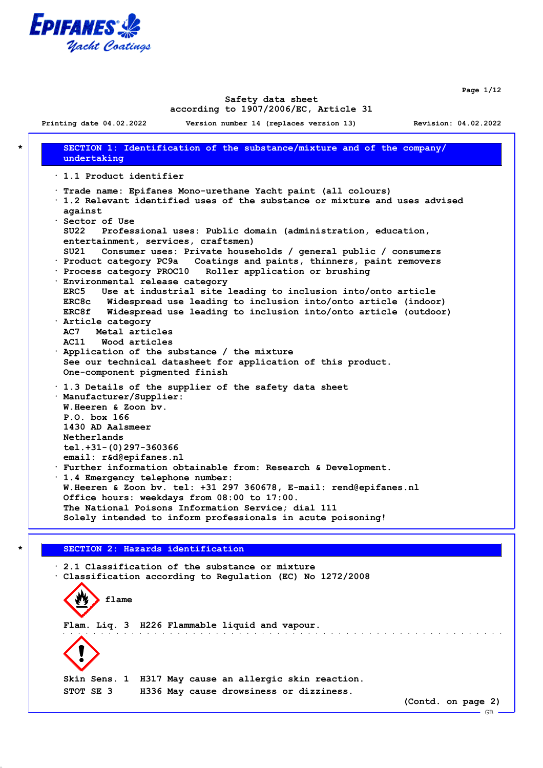# Safety data sheet
according to 1907/2006/EC, Article 31

Printing date 04.02.2022 Version number 14 (replaces version 13) Revision: 04.02.2022

## * SECTION 1: Identification of the substance/mixture and of the company/ undertaking

· 1.1 Product identifier

· Trade name: Epifanes Mono-urethane Yacht paint (all colours)
· 1.2 Relevant identified uses of the substance or mixture and uses advised against
· Sector of Use
SU22 Professional uses: Public domain (administration, education, entertainment, services, craftsmen)
SU21 Consumer uses: Private households / general public / consumers
· Product category PC9a Coatings and paints, thinners, paint removers
· Process category PROC10 Roller application or brushing
· Environmental release category
ERC5 Use at industrial site leading to inclusion into/onto article
ERC8c Widespread use leading to inclusion into/onto article (indoor)
ERC8f Widespread use leading to inclusion into/onto article (outdoor)
· Article category
AC7 Metal articles
AC11 Wood articles
· Application of the substance / the mixture
See our technical datasheet for application of this product.
One-component pigmented finish

· 1.3 Details of the supplier of the safety data sheet
· Manufacturer/Supplier:
W.Heeren & Zoon bv.
P.O. box 166
1430 AD Aalsmeer
Netherlands
tel.+31-(0)297-360366
email: r&d@epifanes.nl
· Further information obtainable from: Research & Development.
· 1.4 Emergency telephone number:
W.Heeren & Zoon bv. tel: +31 297 360678, E-mail: rend@epifanes.nl
Office hours: weekdays from 08:00 to 17:00.
The National Poisons Information Service; dial 111
Solely intended to inform professionals in acute poisoning!

## * SECTION 2: Hazards identification

· 2.1 Classification of the substance or mixture
· Classification according to Regulation (EC) No 1272/2008

flame

Flam. Liq. 3 H226 Flammable liquid and vapour.

Skin Sens. 1 H317 May cause an allergic skin reaction.
STOT SE 3 H336 May cause drowsiness or dizziness.

(Contd. on page 2)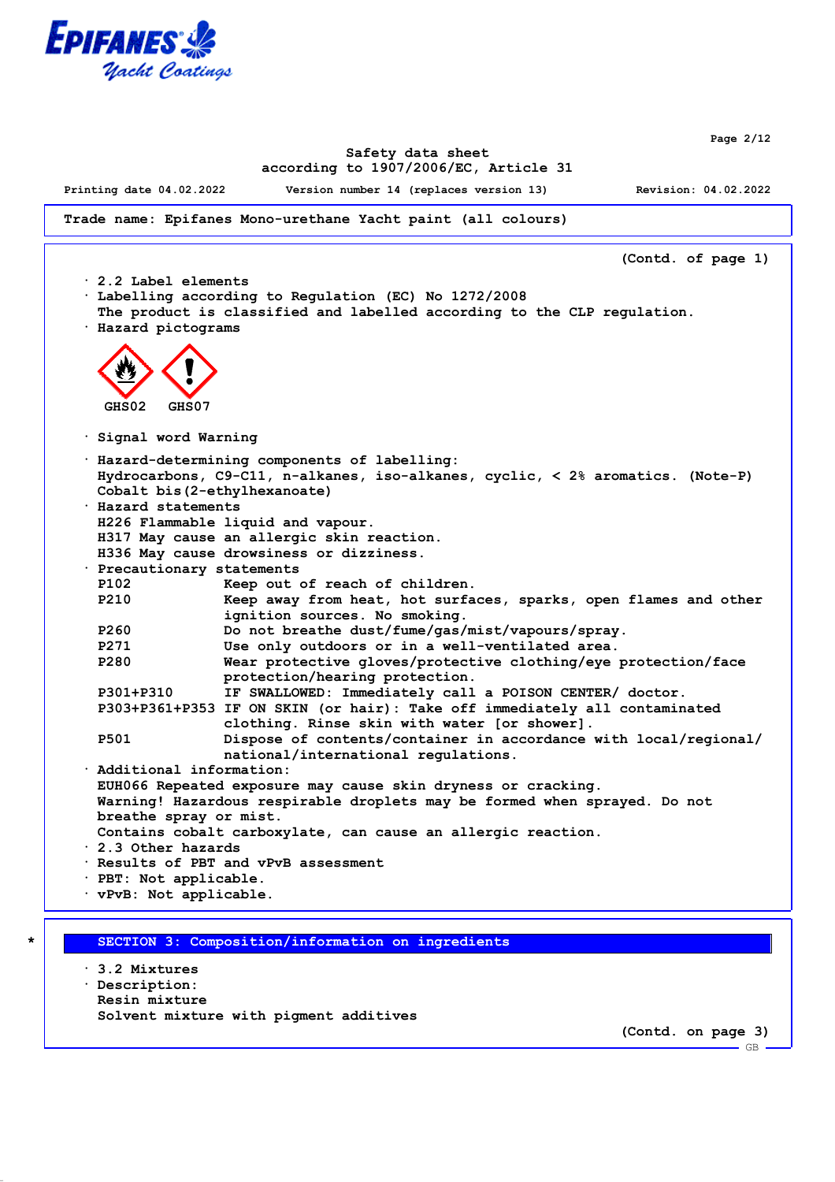Trade name: Epifanes Mono-urethane Yacht paint (all colours)

(Contd. of page 1)

· 2.2 Label elements
· Labelling according to Regulation (EC) No 1272/2008
The product is classified and labelled according to the CLP regulation.
· Hazard pictograms

GHS02 GHS07

· Signal word Warning

· Hazard-determining components of labelling:
Hydrocarbons, C9-C11, n-alkanes, iso-alkanes, cyclic, < 2% aromatics. (Note-P)
Cobalt bis(2-ethylhexanoate)
· Hazard statements
H226 Flammable liquid and vapour.
H317 May cause an allergic skin reaction.
H336 May cause drowsiness or dizziness.
· Precautionary statements

| | |
|---|---|
| P102 | Keep out of reach of children. |
| P210 | Keep away from heat, hot surfaces, sparks, open flames and other ignition sources. No smoking. |
| P260 | Do not breathe dust/fume/gas/mist/vapours/spray. |
| P271 | Use only outdoors or in a well-ventilated area. |
| P280 | Wear protective gloves/protective clothing/eye protection/face protection/hearing protection. |
| P301+P310 | IF SWALLOWED: Immediately call a POISON CENTER/ doctor. |
| P303+P361+P353 | IF ON SKIN (or hair): Take off immediately all contaminated clothing. Rinse skin with water [or shower]. |
| P501 | Dispose of contents/container in accordance with local/regional/ national/international regulations. |

· Additional information:
EUH066 Repeated exposure may cause skin dryness or cracking.
Warning! Hazardous respirable droplets may be formed when sprayed. Do not breathe spray or mist.
Contains cobalt carboxylate, can cause an allergic reaction.
· 2.3 Other hazards
· Results of PBT and vPvB assessment
· PBT: Not applicable.
· vPvB: Not applicable.

## SECTION 3: Composition/information on ingredients

· 3.2 Mixtures
· Description:
Resin mixture
Solvent mixture with pigment additives

(Contd. on page 3)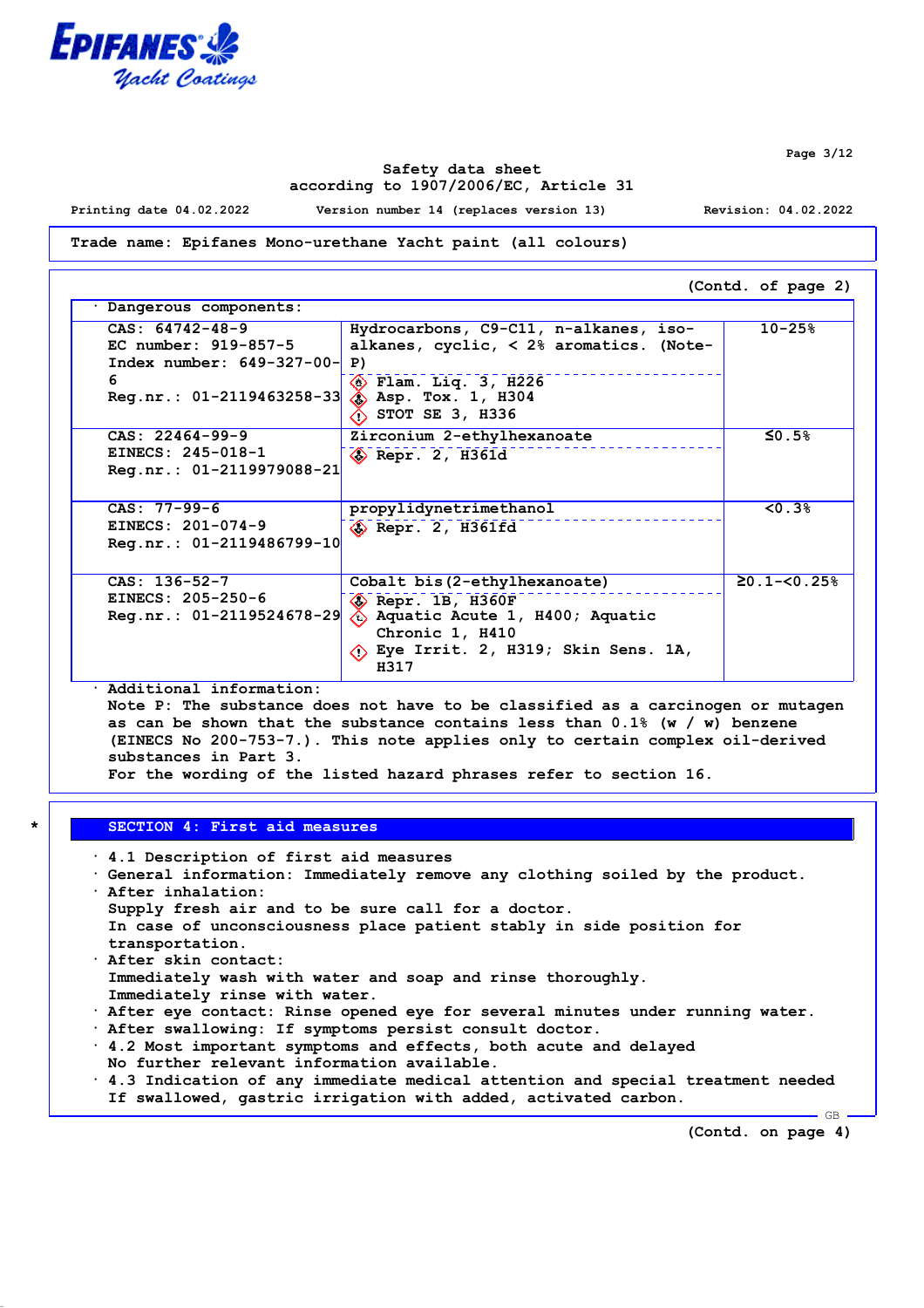Trade name: Epifanes Mono-urethane Yacht paint (all colours)

(Contd. of page 2)

· Dangerous components:

| Identifiers | Substance / Classification | Concentration |
|---|---|---|
| CAS: 64742-48-9<br>EC number: 919-857-5<br>Index number: 649-327-00-6<br>Reg.nr.: 01-2119463258-33 | Hydrocarbons, C9-C11, n-alkanes, iso-alkanes, cyclic, < 2% aromatics. (Note-P)<br>Flam. Liq. 3, H226<br>Asp. Tox. 1, H304<br>STOT SE 3, H336 | 10-25% |
| CAS: 22464-99-9<br>EINECS: 245-018-1<br>Reg.nr.: 01-2119979088-21 | Zirconium 2-ethylhexanoate<br>Repr. 2, H361d | ≤0.5% |
| CAS: 77-99-6<br>EINECS: 201-074-9<br>Reg.nr.: 01-2119486799-10 | propylidynetrimethanol<br>Repr. 2, H361fd | <0.3% |
| CAS: 136-52-7<br>EINECS: 205-250-6<br>Reg.nr.: 01-2119524678-29 | Cobalt bis(2-ethylhexanoate)<br>Repr. 1B, H360F<br>Aquatic Acute 1, H400; Aquatic Chronic 1, H410<br>Eye Irrit. 2, H319; Skin Sens. 1A, H317 | ≥0.1-<0.25% |

· Additional information:
Note P: The substance does not have to be classified as a carcinogen or mutagen as can be shown that the substance contains less than 0.1% (w / w) benzene (EINECS No 200-753-7.). This note applies only to certain complex oil-derived substances in Part 3.
For the wording of the listed hazard phrases refer to section 16.

## * SECTION 4: First aid measures

· 4.1 Description of first aid measures
· General information: Immediately remove any clothing soiled by the product.
· After inhalation:
Supply fresh air and to be sure call for a doctor.
In case of unconsciousness place patient stably in side position for transportation.
· After skin contact:
Immediately wash with water and soap and rinse thoroughly.
Immediately rinse with water.
· After eye contact: Rinse opened eye for several minutes under running water.
· After swallowing: If symptoms persist consult doctor.
· 4.2 Most important symptoms and effects, both acute and delayed
No further relevant information available.
· 4.3 Indication of any immediate medical attention and special treatment needed
If swallowed, gastric irrigation with added, activated carbon.

(Contd. on page 4)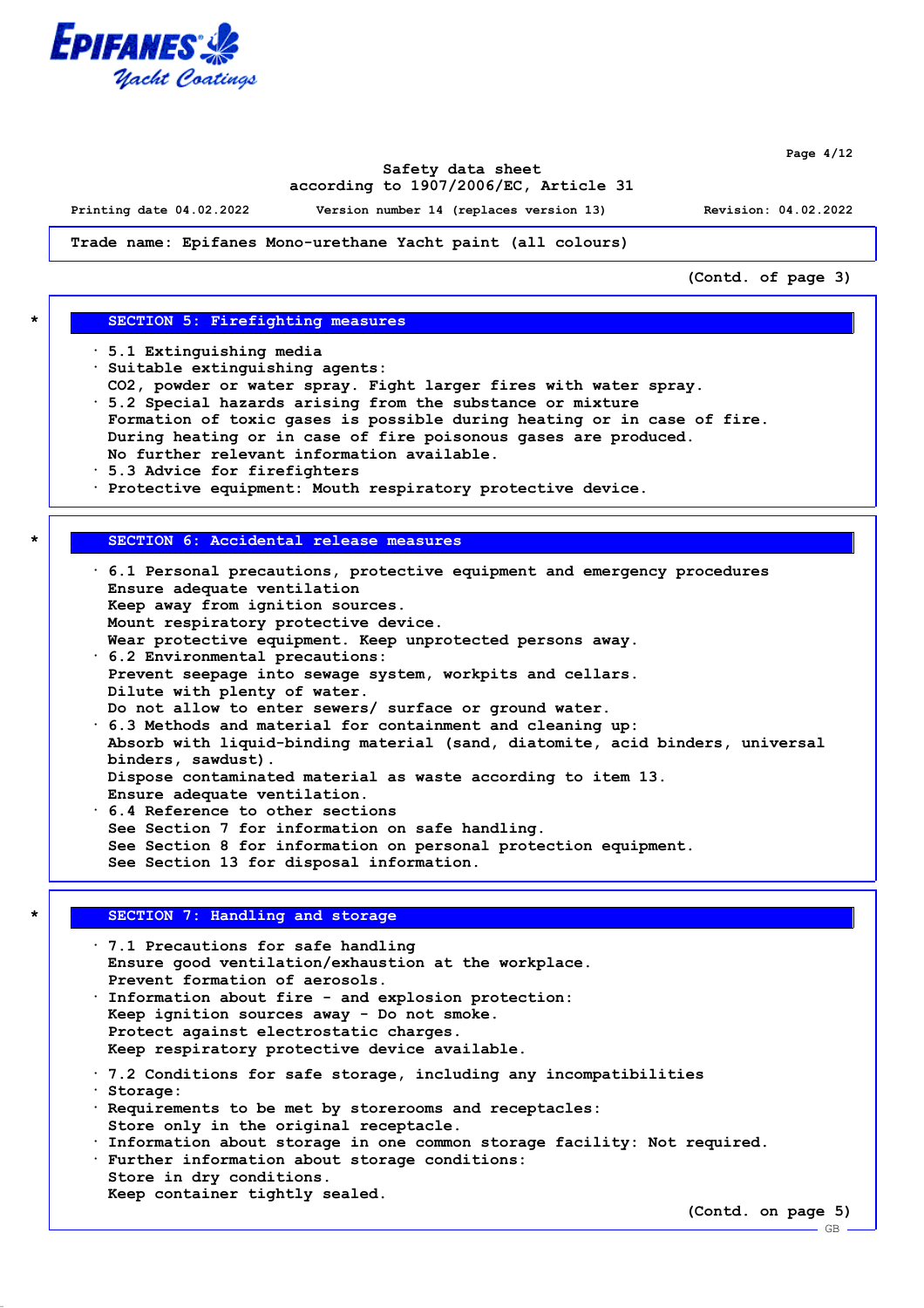Safety data sheet
according to 1907/2006/EC, Article 31

Printing date 04.02.2022 Version number 14 (replaces version 13) Revision: 04.02.2022

**Trade name: Epifanes Mono-urethane Yacht paint (all colours)**

(Contd. of page 3)

## * SECTION 5: Firefighting measures

- 5.1 Extinguishing media
- Suitable extinguishing agents:
  $CO_2$, powder or water spray. Fight larger fires with water spray.
- 5.2 Special hazards arising from the substance or mixture
  Formation of toxic gases is possible during heating or in case of fire.
  During heating or in case of fire poisonous gases are produced.
  No further relevant information available.
- 5.3 Advice for firefighters
- Protective equipment: Mouth respiratory protective device.

## * SECTION 6: Accidental release measures

- 6.1 Personal precautions, protective equipment and emergency procedures
  Ensure adequate ventilation
  Keep away from ignition sources.
  Mount respiratory protective device.
  Wear protective equipment. Keep unprotected persons away.
- 6.2 Environmental precautions:
  Prevent seepage into sewage system, workpits and cellars.
  Dilute with plenty of water.
  Do not allow to enter sewers/ surface or ground water.
- 6.3 Methods and material for containment and cleaning up:
  Absorb with liquid-binding material (sand, diatomite, acid binders, universal binders, sawdust).
  Dispose contaminated material as waste according to item 13.
  Ensure adequate ventilation.
- 6.4 Reference to other sections
  See Section 7 for information on safe handling.
  See Section 8 for information on personal protection equipment.
  See Section 13 for disposal information.

## * SECTION 7: Handling and storage

- 7.1 Precautions for safe handling
  Ensure good ventilation/exhaustion at the workplace.
  Prevent formation of aerosols.
- Information about fire - and explosion protection:
  Keep ignition sources away - Do not smoke.
  Protect against electrostatic charges.
  Keep respiratory protective device available.

- 7.2 Conditions for safe storage, including any incompatibilities
- Storage:
- Requirements to be met by storerooms and receptacles:
  Store only in the original receptacle.
- Information about storage in one common storage facility: Not required.
- Further information about storage conditions:
  Store in dry conditions.
  Keep container tightly sealed.

(Contd. on page 5)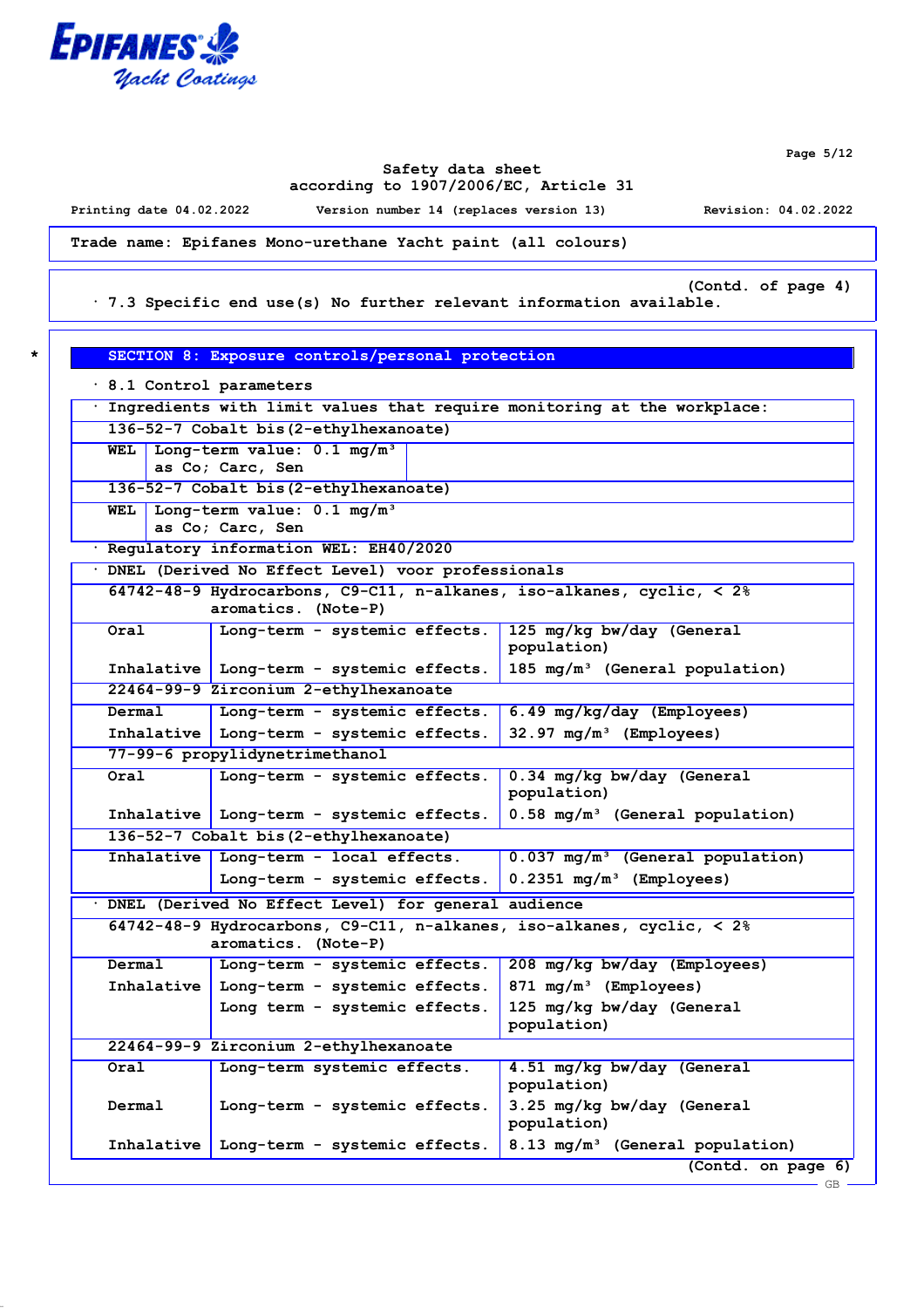Safety data sheet
according to 1907/2006/EC, Article 31

Printing date 04.02.2022 Version number 14 (replaces version 13) Revision: 04.02.2022

**Trade name: Epifanes Mono-urethane Yacht paint (all colours)**

(Contd. of page 4)

· 7.3 Specific end use(s) No further relevant information available.

## SECTION 8: Exposure controls/personal protection

· 8.1 Control parameters

· Ingredients with limit values that require monitoring at the workplace:

| | |
|---|---|
| **136-52-7 Cobalt bis(2-ethylhexanoate)** | |
| WEL | Long-term value: 0.1 mg/m³ as Co; Carc, Sen |
| **136-52-7 Cobalt bis(2-ethylhexanoate)** | |
| WEL | Long-term value: 0.1 mg/m³ as Co; Carc, Sen |

· Regulatory information WEL: EH40/2020

· DNEL (Derived No Effect Level) voor professionals

| | | |
|---|---|---|
| **64742-48-9 Hydrocarbons, C9-C11, n-alkanes, iso-alkanes, cyclic, < 2% aromatics. (Note-P)** | | |
| Oral | Long-term - systemic effects. | 125 mg/kg bw/day (General population) |
| Inhalative | Long-term - systemic effects. | 185 mg/m³ (General population) |
| **22464-99-9 Zirconium 2-ethylhexanoate** | | |
| Dermal | Long-term - systemic effects. | 6.49 mg/kg/day (Employees) |
| Inhalative | Long-term - systemic effects. | 32.97 mg/m³ (Employees) |
| **77-99-6 propylidynetrimethanol** | | |
| Oral | Long-term - systemic effects. | 0.34 mg/kg bw/day (General population) |
| Inhalative | Long-term - systemic effects. | 0.58 mg/m³ (General population) |
| **136-52-7 Cobalt bis(2-ethylhexanoate)** | | |
| Inhalative | Long-term - local effects. | 0.037 mg/m³ (General population) |
| | Long-term - systemic effects. | 0.2351 mg/m³ (Employees) |

· DNEL (Derived No Effect Level) for general audience

| | | |
|---|---|---|
| **64742-48-9 Hydrocarbons, C9-C11, n-alkanes, iso-alkanes, cyclic, < 2% aromatics. (Note-P)** | | |
| Dermal | Long-term - systemic effects. | 208 mg/kg bw/day (Employees) |
| Inhalative | Long-term - systemic effects. | 871 mg/m³ (Employees) |
| | Long term - systemic effects. | 125 mg/kg bw/day (General population) |
| **22464-99-9 Zirconium 2-ethylhexanoate** | | |
| Oral | Long-term systemic effects. | 4.51 mg/kg bw/day (General population) |
| Dermal | Long-term - systemic effects. | 3.25 mg/kg bw/day (General population) |
| Inhalative | Long-term - systemic effects. | 8.13 mg/m³ (General population) |

(Contd. on page 6)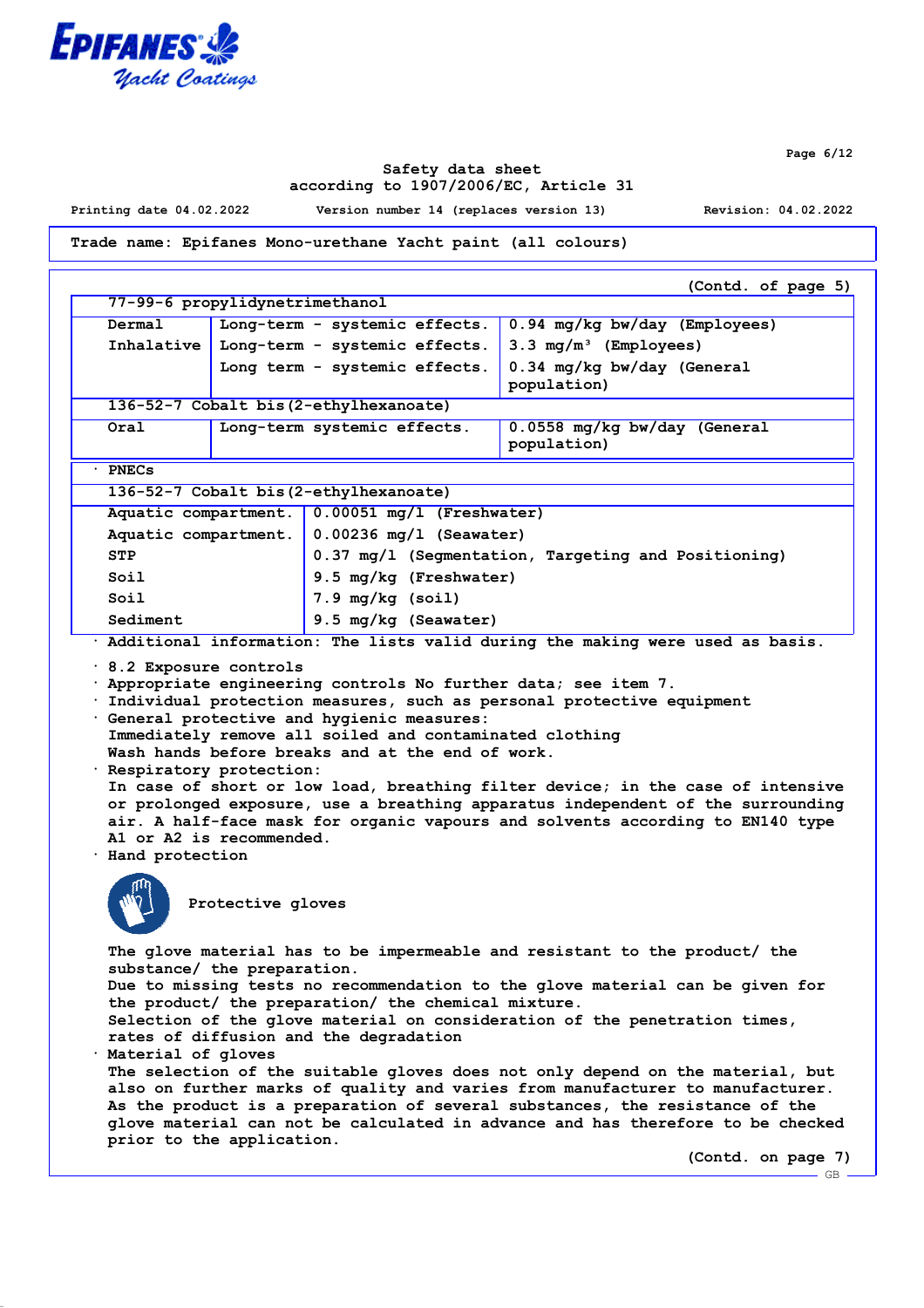Trade name: Epifanes Mono-urethane Yacht paint (all colours)

(Contd. of page 5)

| 77-99-6 propylidynetrimethanol | | |
|---|---|---|
| Dermal | Long-term - systemic effects. | 0.94 mg/kg bw/day (Employees) |
| Inhalative | Long-term - systemic effects. | 3.3 mg/m³ (Employees) |
| | Long term - systemic effects. | 0.34 mg/kg bw/day (General population) |
| **136-52-7 Cobalt bis(2-ethylhexanoate)** | | |
| Oral | Long-term systemic effects. | 0.0558 mg/kg bw/day (General population) |

· PNECs

| 136-52-7 Cobalt bis(2-ethylhexanoate) | |
|---|---|
| Aquatic compartment. | 0.00051 mg/l (Freshwater) |
| Aquatic compartment. | 0.00236 mg/l (Seawater) |
| STP | 0.37 mg/l (Segmentation, Targeting and Positioning) |
| Soil | 9.5 mg/kg (Freshwater) |
| Soil | 7.9 mg/kg (soil) |
| Sediment | 9.5 mg/kg (Seawater) |

· Additional information: The lists valid during the making were used as basis.

· 8.2 Exposure controls
· Appropriate engineering controls No further data; see item 7.
· Individual protection measures, such as personal protective equipment
· General protective and hygienic measures:
Immediately remove all soiled and contaminated clothing
Wash hands before breaks and at the end of work.
· Respiratory protection:
In case of short or low load, breathing filter device; in the case of intensive or prolonged exposure, use a breathing apparatus independent of the surrounding air. A half-face mask for organic vapours and solvents according to EN140 type A1 or A2 is recommended.
· Hand protection

Protective gloves

The glove material has to be impermeable and resistant to the product/ the substance/ the preparation.
Due to missing tests no recommendation to the glove material can be given for the product/ the preparation/ the chemical mixture.
Selection of the glove material on consideration of the penetration times, rates of diffusion and the degradation
· Material of gloves
The selection of the suitable gloves does not only depend on the material, but also on further marks of quality and varies from manufacturer to manufacturer. As the product is a preparation of several substances, the resistance of the glove material can not be calculated in advance and has therefore to be checked prior to the application.

(Contd. on page 7)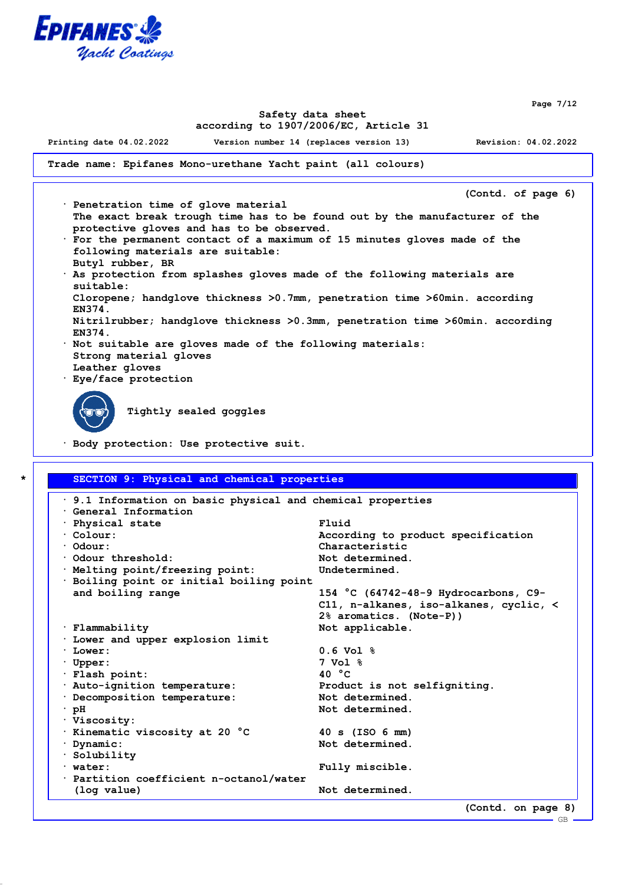Trade name: Epifanes Mono-urethane Yacht paint (all colours)

(Contd. of page 6)

· Penetration time of glove material
  The exact break trough time has to be found out by the manufacturer of the protective gloves and has to be observed.
· For the permanent contact of a maximum of 15 minutes gloves made of the following materials are suitable:
  Butyl rubber, BR
· As protection from splashes gloves made of the following materials are suitable:
  Cloropene; handglove thickness >0.7mm, penetration time >60min. according EN374.
  Nitrilrubber; handglove thickness >0.3mm, penetration time >60min. according EN374.
· Not suitable are gloves made of the following materials:
  Strong material gloves
  Leather gloves
· Eye/face protection

  Tightly sealed goggles

· Body protection: Use protective suit.

## * SECTION 9: Physical and chemical properties

· 9.1 Information on basic physical and chemical properties

· General Information

| | |
|---|---|
| · Physical state | Fluid |
| · Colour: | According to product specification |
| · Odour: | Characteristic |
| · Odour threshold: | Not determined. |
| · Melting point/freezing point: | Undetermined. |
| · Boiling point or initial boiling point and boiling range | 154 °C (64742-48-9 Hydrocarbons, C9-C11, n-alkanes, iso-alkanes, cyclic, < 2% aromatics. (Note-P)) |
| · Flammability | Not applicable. |
| · Lower and upper explosion limit | |
| · Lower: | 0.6 Vol % |
| · Upper: | 7 Vol % |
| · Flash point: | 40 °C |
| · Auto-ignition temperature: | Product is not selfigniting. |
| · Decomposition temperature: | Not determined. |
| · pH | Not determined. |
| · Viscosity: | |
| · Kinematic viscosity at 20 °C | 40 s (ISO 6 mm) |
| · Dynamic: | Not determined. |
| · Solubility | |
| · water: | Fully miscible. |
| · Partition coefficient n-octanol/water (log value) | Not determined. |

(Contd. on page 8)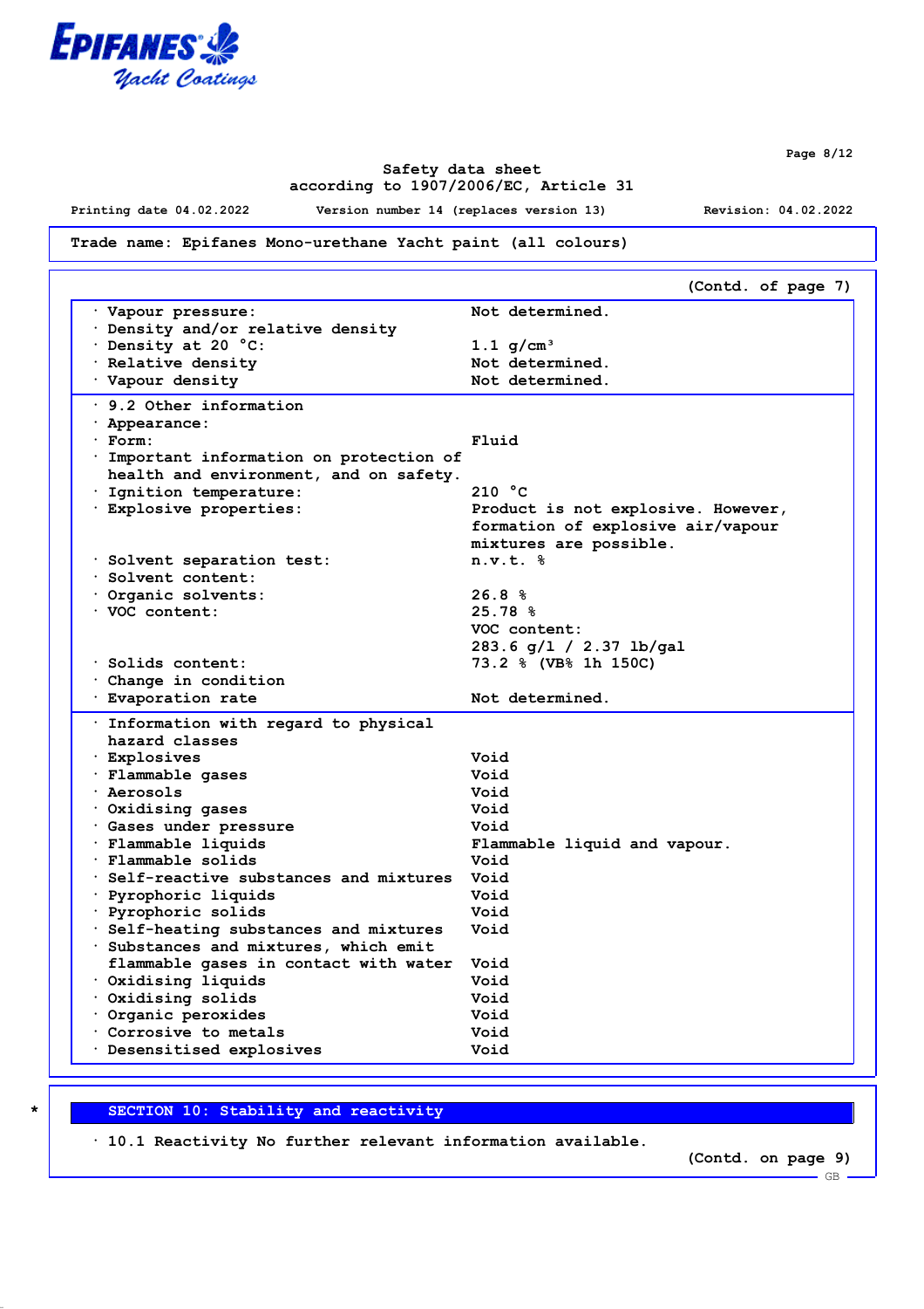Safety data sheet
according to 1907/2006/EC, Article 31

Printing date 04.02.2022 Version number 14 (replaces version 13) Revision: 04.02.2022

**Trade name: Epifanes Mono-urethane Yacht paint (all colours)**

(Contd. of page 7)

| | |
|---|---|
| · Vapour pressure: | Not determined. |
| · Density and/or relative density | |
| · Density at 20 °C: | 1.1 g/cm³ |
| · Relative density | Not determined. |
| · Vapour density | Not determined. |

| | |
|---|---|
| · 9.2 Other information | |
| · Appearance: | |
| · Form: | Fluid |
| · Important information on protection of health and environment, and on safety. | |
| · Ignition temperature: | 210 °C |
| · Explosive properties: | Product is not explosive. However, formation of explosive air/vapour mixtures are possible. |
| · Solvent separation test: | n.v.t. % |
| · Solvent content: | |
| · Organic solvents: | 26.8 % |
| · VOC content: | 25.78 %<br>VOC content:<br>283.6 g/l / 2.37 lb/gal |
| · Solids content: | 73.2 % (VB% 1h 150C) |
| · Change in condition | |
| · Evaporation rate | Not determined. |

| | |
|---|---|
| · Information with regard to physical hazard classes | |
| · Explosives | Void |
| · Flammable gases | Void |
| · Aerosols | Void |
| · Oxidising gases | Void |
| · Gases under pressure | Void |
| · Flammable liquids | Flammable liquid and vapour. |
| · Flammable solids | Void |
| · Self-reactive substances and mixtures | Void |
| · Pyrophoric liquids | Void |
| · Pyrophoric solids | Void |
| · Self-heating substances and mixtures | Void |
| · Substances and mixtures, which emit flammable gases in contact with water | Void |
| · Oxidising liquids | Void |
| · Oxidising solids | Void |
| · Organic peroxides | Void |
| · Corrosive to metals | Void |
| · Desensitised explosives | Void |

## * SECTION 10: Stability and reactivity

· 10.1 Reactivity No further relevant information available.

(Contd. on page 9)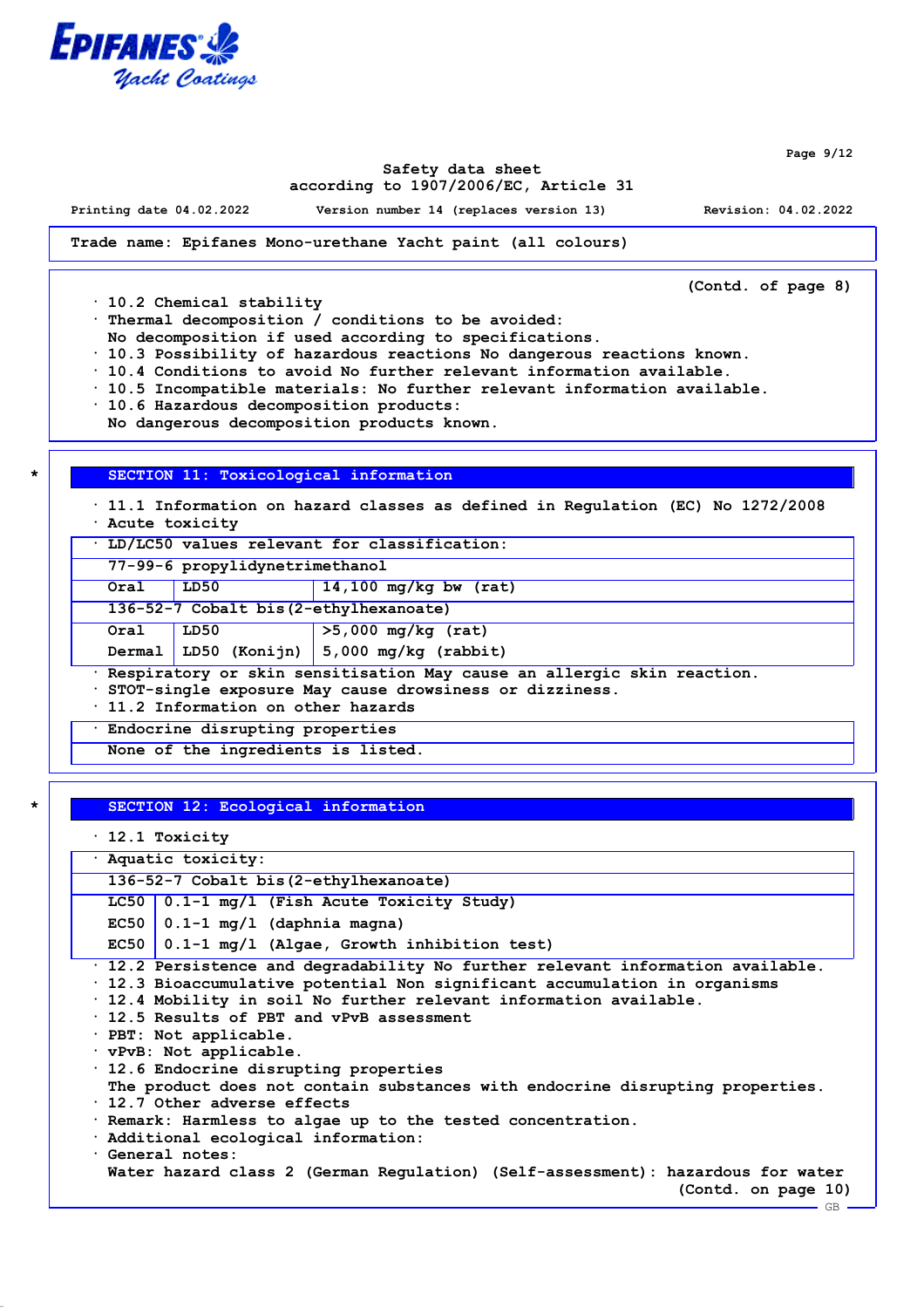Safety data sheet
according to 1907/2006/EC, Article 31

Printing date 04.02.2022 Version number 14 (replaces version 13) Revision: 04.02.2022

Trade name: Epifanes Mono-urethane Yacht paint (all colours)

(Contd. of page 8)

- 10.2 Chemical stability
- Thermal decomposition / conditions to be avoided:
  No decomposition if used according to specifications.
- 10.3 Possibility of hazardous reactions No dangerous reactions known.
- 10.4 Conditions to avoid No further relevant information available.
- 10.5 Incompatible materials: No further relevant information available.
- 10.6 Hazardous decomposition products:
  No dangerous decomposition products known.

## SECTION 11: Toxicological information

- 11.1 Information on hazard classes as defined in Regulation (EC) No 1272/2008
- Acute toxicity

| · LD/LC50 values relevant for classification: | | |
|---|---|---|
| 77-99-6 propylidynetrimethanol | | |
| Oral | LD50 | 14,100 mg/kg bw (rat) |
| 136-52-7 Cobalt bis(2-ethylhexanoate) | | |
| Oral | LD50 | >5,000 mg/kg (rat) |
| Dermal | LD50 (Konijn) | 5,000 mg/kg (rabbit) |

- Respiratory or skin sensitisation May cause an allergic skin reaction.
- STOT-single exposure May cause drowsiness or dizziness.
- 11.2 Information on other hazards

| · Endocrine disrupting properties |
|---|
| None of the ingredients is listed. |

## SECTION 12: Ecological information

- 12.1 Toxicity

| · Aquatic toxicity: | |
|---|---|
| 136-52-7 Cobalt bis(2-ethylhexanoate) | |
| LC50 | 0.1-1 mg/l (Fish Acute Toxicity Study) |
| EC50 | 0.1-1 mg/l (daphnia magna) |
| EC50 | 0.1-1 mg/l (Algae, Growth inhibition test) |

- 12.2 Persistence and degradability No further relevant information available.
- 12.3 Bioaccumulative potential Non significant accumulation in organisms
- 12.4 Mobility in soil No further relevant information available.
- 12.5 Results of PBT and vPvB assessment
- PBT: Not applicable.
- vPvB: Not applicable.
- 12.6 Endocrine disrupting properties
  The product does not contain substances with endocrine disrupting properties.
- 12.7 Other adverse effects
- Remark: Harmless to algae up to the tested concentration.
- Additional ecological information:
- General notes:
  Water hazard class 2 (German Regulation) (Self-assessment): hazardous for water

(Contd. on page 10)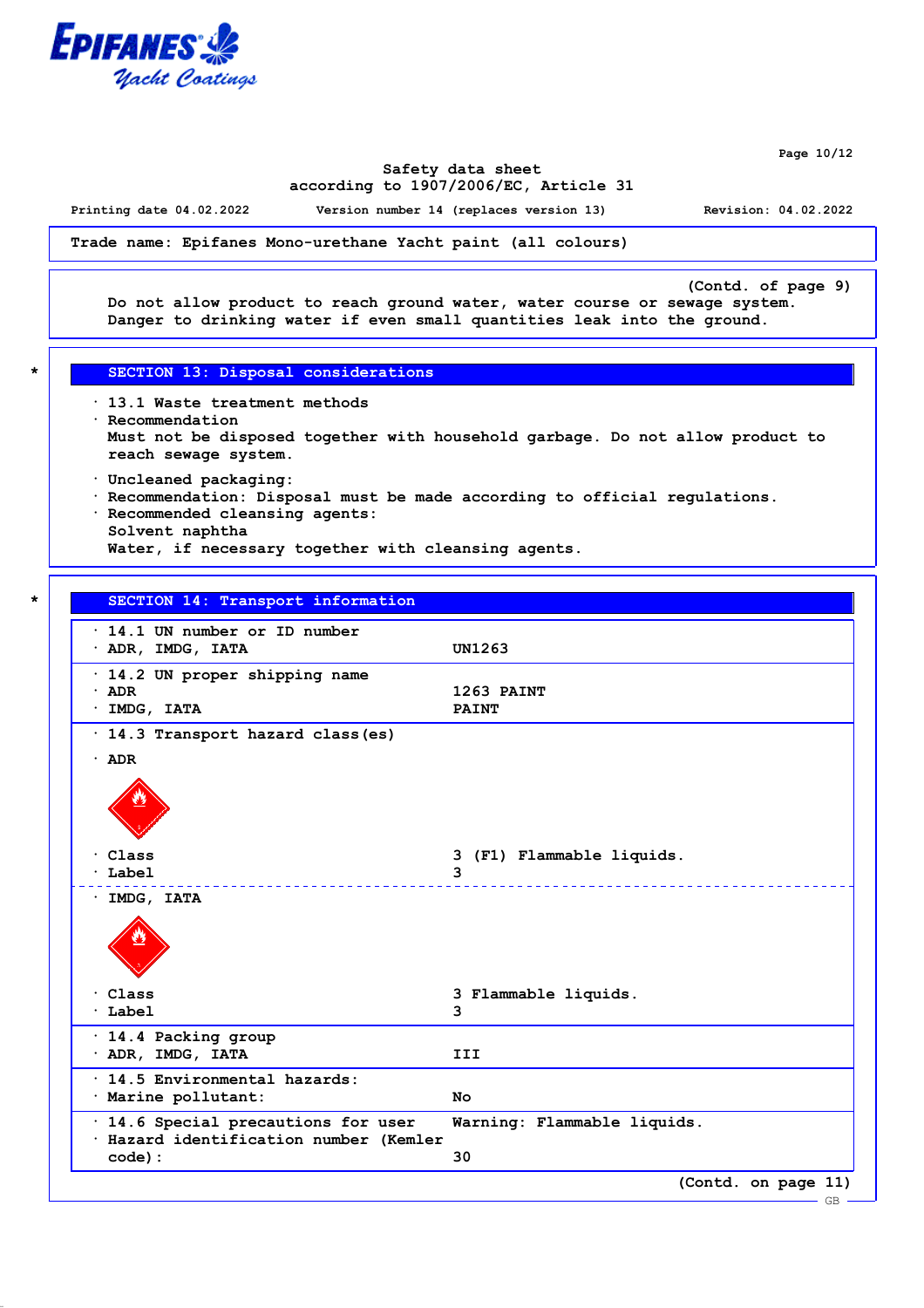Safety data sheet
according to 1907/2006/EC, Article 31

Printing date 04.02.2022 Version number 14 (replaces version 13) Revision: 04.02.2022

**Trade name: Epifanes Mono-urethane Yacht paint (all colours)**

(Contd. of page 9)

Do not allow product to reach ground water, water course or sewage system.
Danger to drinking water if even small quantities leak into the ground.

## * SECTION 13: Disposal considerations

· 13.1 Waste treatment methods
· Recommendation
Must not be disposed together with household garbage. Do not allow product to reach sewage system.

· Uncleaned packaging:
· Recommendation: Disposal must be made according to official regulations.
· Recommended cleansing agents:
Solvent naphtha
Water, if necessary together with cleansing agents.

## * SECTION 14: Transport information

· 14.1 UN number or ID number
· ADR, IMDG, IATA — UN1263

· 14.2 UN proper shipping name
· ADR — 1263 PAINT
· IMDG, IATA — PAINT

· 14.3 Transport hazard class(es)

· ADR
· Class — 3 (F1) Flammable liquids.
· Label — 3

· IMDG, IATA
· Class — 3 Flammable liquids.
· Label — 3

· 14.4 Packing group
· ADR, IMDG, IATA — III

· 14.5 Environmental hazards:
· Marine pollutant: — No

· 14.6 Special precautions for user — Warning: Flammable liquids.
· Hazard identification number (Kemler code): — 30

(Contd. on page 11)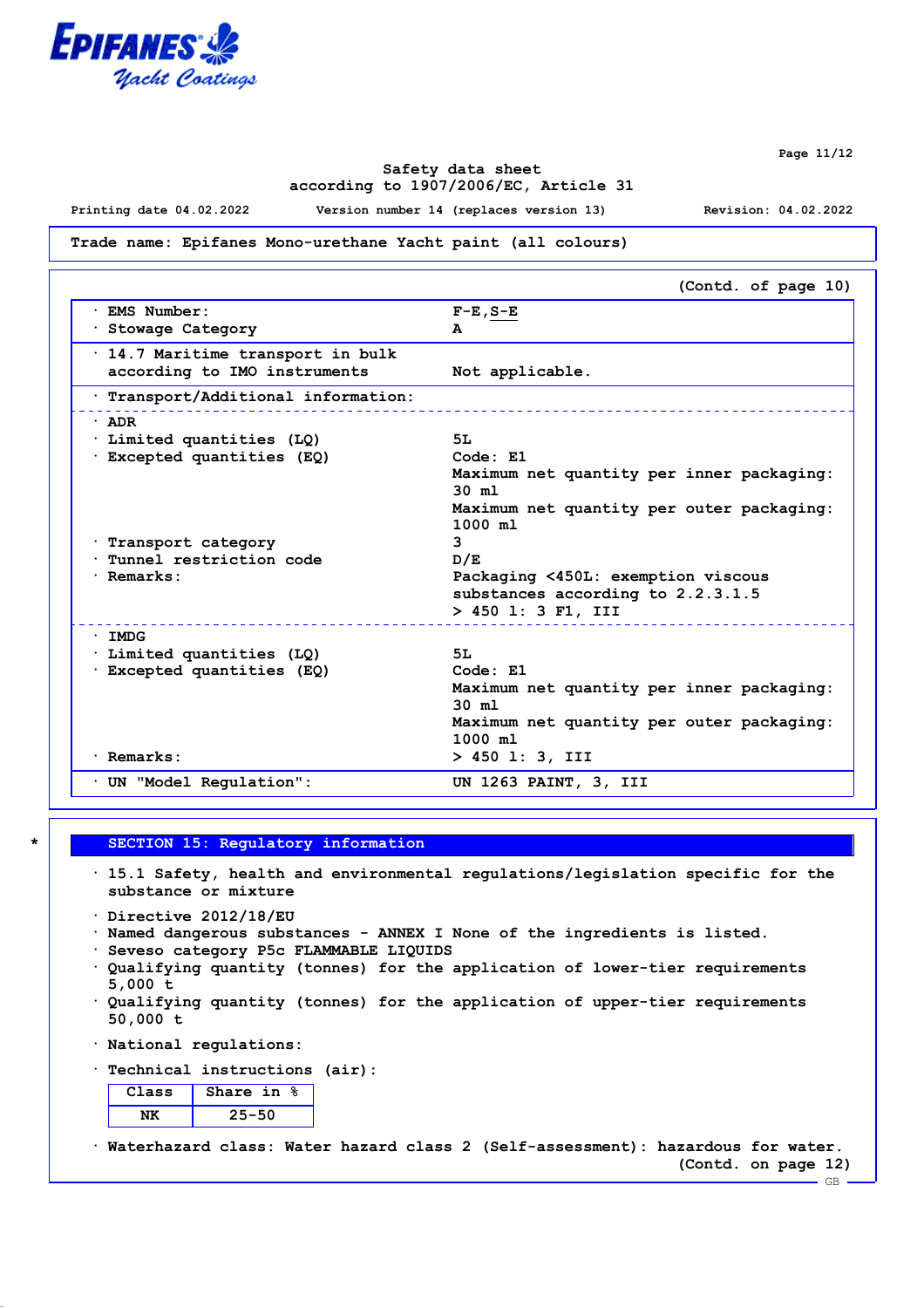Trade name: Epifanes Mono-urethane Yacht paint (all colours)

(Contd. of page 10)

| | |
|---|---|
| · EMS Number: | F-E,S-E |
| · Stowage Category | A |
| · 14.7 Maritime transport in bulk according to IMO instruments | Not applicable. |
| · Transport/Additional information: | |
| · ADR | |
| · Limited quantities (LQ) | 5L |
| · Excepted quantities (EQ) | Code: E1<br>Maximum net quantity per inner packaging: 30 ml<br>Maximum net quantity per outer packaging: 1000 ml |
| · Transport category | 3 |
| · Tunnel restriction code | D/E |
| · Remarks: | Packaging <450L: exemption viscous substances according to 2.2.3.1.5<br>> 450 l: 3 F1, III |
| · IMDG | |
| · Limited quantities (LQ) | 5L |
| · Excepted quantities (EQ) | Code: E1<br>Maximum net quantity per inner packaging: 30 ml<br>Maximum net quantity per outer packaging: 1000 ml |
| · Remarks: | > 450 l: 3, III |
| · UN "Model Regulation": | UN 1263 PAINT, 3, III |

## * SECTION 15: Regulatory information

· 15.1 Safety, health and environmental regulations/legislation specific for the substance or mixture

· Directive 2012/18/EU
· Named dangerous substances - ANNEX I None of the ingredients is listed.
· Seveso category P5c FLAMMABLE LIQUIDS
· Qualifying quantity (tonnes) for the application of lower-tier requirements 5,000 t
· Qualifying quantity (tonnes) for the application of upper-tier requirements 50,000 t

· National regulations:

· Technical instructions (air):

| Class | Share in % |
|---|---|
| NK | 25-50 |

· Waterhazard class: Water hazard class 2 (Self-assessment): hazardous for water.

(Contd. on page 12)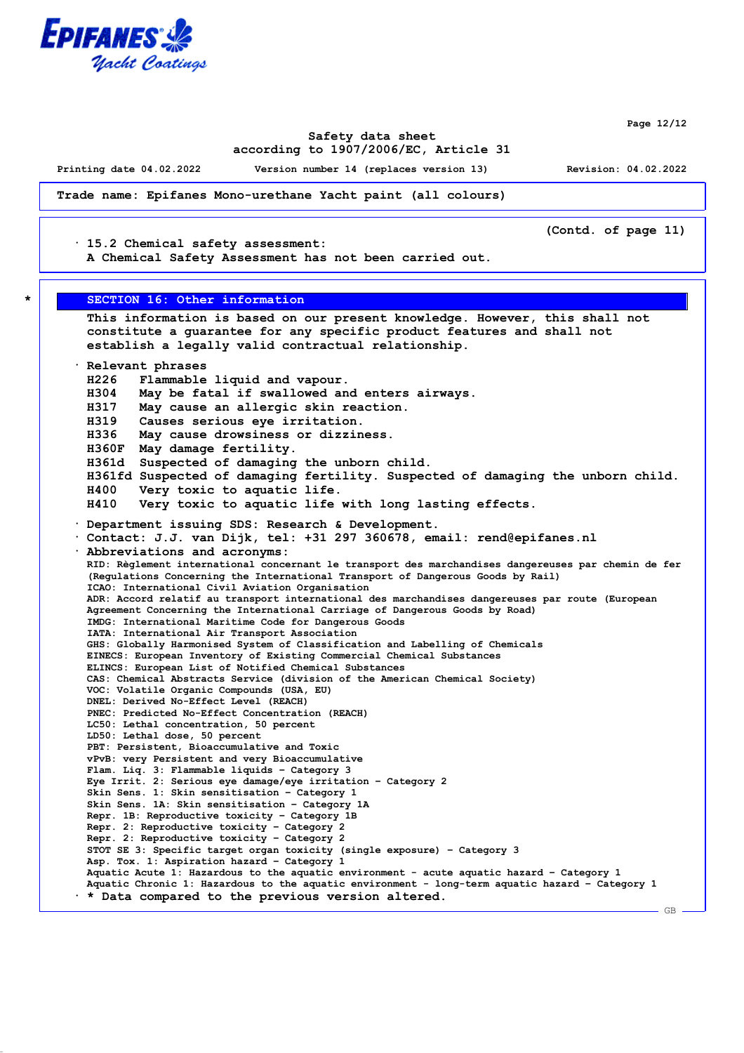Trade name: Epifanes Mono-urethane Yacht paint (all colours)

(Contd. of page 11)

· 15.2 Chemical safety assessment:
A Chemical Safety Assessment has not been carried out.

\* **SECTION 16: Other information**

This information is based on our present knowledge. However, this shall not constitute a guarantee for any specific product features and shall not establish a legally valid contractual relationship.

· Relevant phrases
- H226 Flammable liquid and vapour.
- H304 May be fatal if swallowed and enters airways.
- H317 May cause an allergic skin reaction.
- H319 Causes serious eye irritation.
- H336 May cause drowsiness or dizziness.
- H360F May damage fertility.
- H361d Suspected of damaging the unborn child.
- H361fd Suspected of damaging fertility. Suspected of damaging the unborn child.
- H400 Very toxic to aquatic life.
- H410 Very toxic to aquatic life with long lasting effects.

· Department issuing SDS: Research & Development.
· Contact: J.J. van Dijk, tel: +31 297 360678, email: rend@epifanes.nl
· Abbreviations and acronyms:

RID: Règlement international concernant le transport des marchandises dangereuses par chemin de fer (Regulations Concerning the International Transport of Dangerous Goods by Rail)
ICAO: International Civil Aviation Organisation
ADR: Accord relatif au transport international des marchandises dangereuses par route (European Agreement Concerning the International Carriage of Dangerous Goods by Road)
IMDG: International Maritime Code for Dangerous Goods
IATA: International Air Transport Association
GHS: Globally Harmonised System of Classification and Labelling of Chemicals
EINECS: European Inventory of Existing Commercial Chemical Substances
ELINCS: European List of Notified Chemical Substances
CAS: Chemical Abstracts Service (division of the American Chemical Society)
VOC: Volatile Organic Compounds (USA, EU)
DNEL: Derived No-Effect Level (REACH)
PNEC: Predicted No-Effect Concentration (REACH)
LC50: Lethal concentration, 50 percent
LD50: Lethal dose, 50 percent
PBT: Persistent, Bioaccumulative and Toxic
vPvB: very Persistent and very Bioaccumulative
Flam. Liq. 3: Flammable liquids – Category 3
Eye Irrit. 2: Serious eye damage/eye irritation – Category 2
Skin Sens. 1: Skin sensitisation – Category 1
Skin Sens. 1A: Skin sensitisation – Category 1A
Repr. 1B: Reproductive toxicity – Category 1B
Repr. 2: Reproductive toxicity – Category 2
Repr. 2: Reproductive toxicity – Category 2
STOT SE 3: Specific target organ toxicity (single exposure) – Category 3
Asp. Tox. 1: Aspiration hazard – Category 1
Aquatic Acute 1: Hazardous to the aquatic environment - acute aquatic hazard – Category 1
Aquatic Chronic 1: Hazardous to the aquatic environment - long-term aquatic hazard – Category 1

· \* Data compared to the previous version altered.